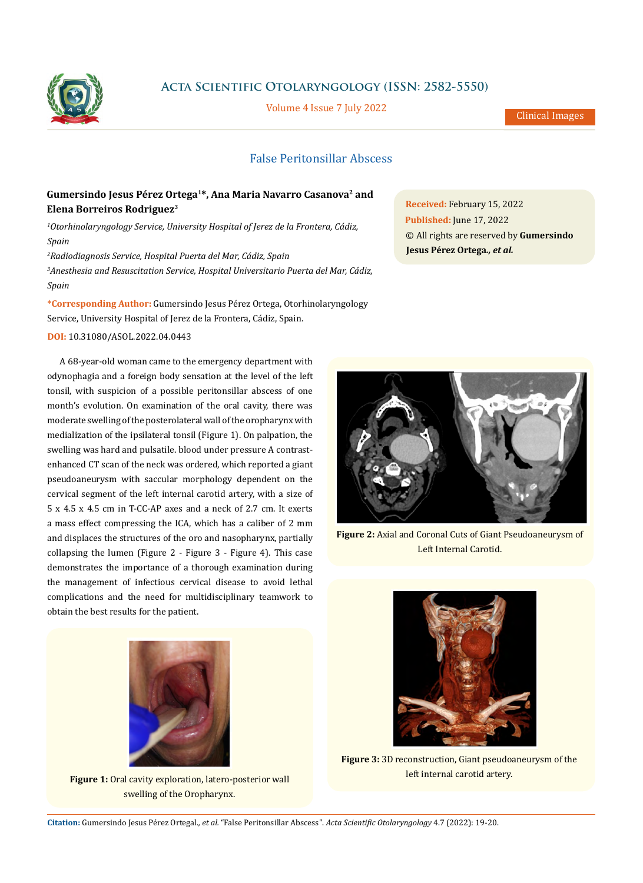Clinical Images

# False Peritonsillar Abscess

**Gumersindo Jesus Pérez Ortega[1]\*, Ana Maria Navarro Casanova[2] and Elena Borreiros Rodriguez[3]**

*[1]Otorhinolaryngology Service, University Hospital of Jerez de la Frontera, Cádiz, Spain*

*[2]Radiodiagnosis Service, Hospital Puerta del Mar, Cádiz, Spain*

*[3]Anesthesia and Resuscitation Service, Hospital Universitario Puerta del Mar, Cádiz, Spain*

**\*Corresponding Author:** Gumersindo Jesus Pérez Ortega, Otorhinolaryngology Service, University Hospital of Jerez de la Frontera, Cádiz, Spain.

**DOI:** 10.31080/ASOL.2022.04.0443

**Received:** February 15, 2022
**Published:** June 17, 2022
© All rights are reserved by **Gumersindo Jesus Pérez Ortega., *et al.***

A 68-year-old woman came to the emergency department with odynophagia and a foreign body sensation at the level of the left tonsil, with suspicion of a possible peritonsillar abscess of one month's evolution. On examination of the oral cavity, there was moderate swelling of the posterolateral wall of the oropharynx with medialization of the ipsilateral tonsil (Figure 1). On palpation, the swelling was hard and pulsatile. blood under pressure A contrast-enhanced CT scan of the neck was ordered, which reported a giant pseudoaneurysm with saccular morphology dependent on the cervical segment of the left internal carotid artery, with a size of 5 x 4.5 x 4.5 cm in T-CC-AP axes and a neck of 2.7 cm. It exerts a mass effect compressing the ICA, which has a caliber of 2 mm and displaces the structures of the oro and nasopharynx, partially collapsing the lumen (Figure 2 - Figure 3 - Figure 4). This case demonstrates the importance of a thorough examination during the management of infectious cervical disease to avoid lethal complications and the need for multidisciplinary teamwork to obtain the best results for the patient.

**Figure 1:** Oral cavity exploration, latero-posterior wall swelling of the Oropharynx.

**Figure 2:** Axial and Coronal Cuts of Giant Pseudoaneurysm of Left Internal Carotid.

**Figure 3:** 3D reconstruction, Giant pseudoaneurysm of the left internal carotid artery.

**Citation:** Gumersindo Jesus Pérez Ortegal., *et al.* "False Peritonsillar Abscess". *Acta Scientific Otolaryngology* 4.7 (2022): 19-20.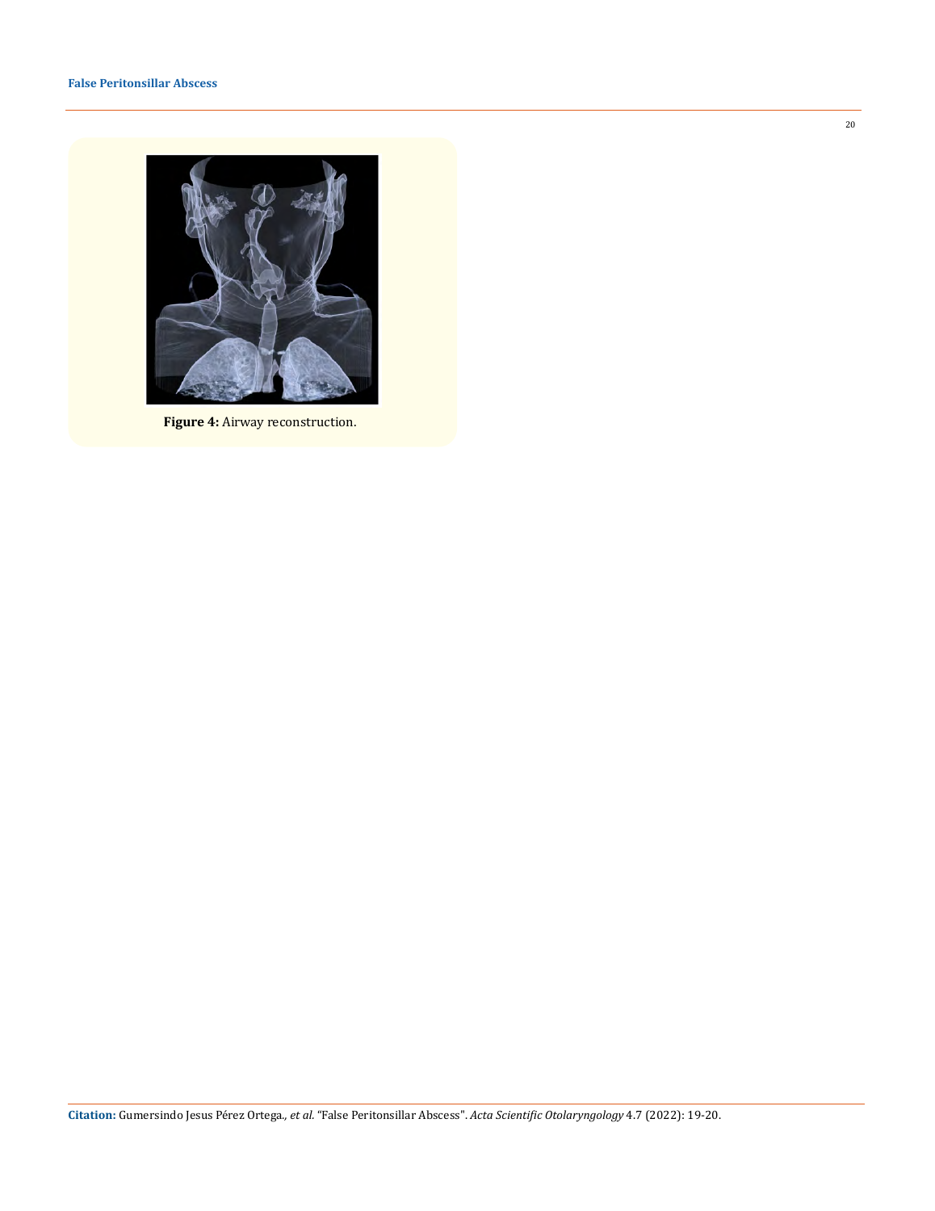**Figure 4:** Airway reconstruction.